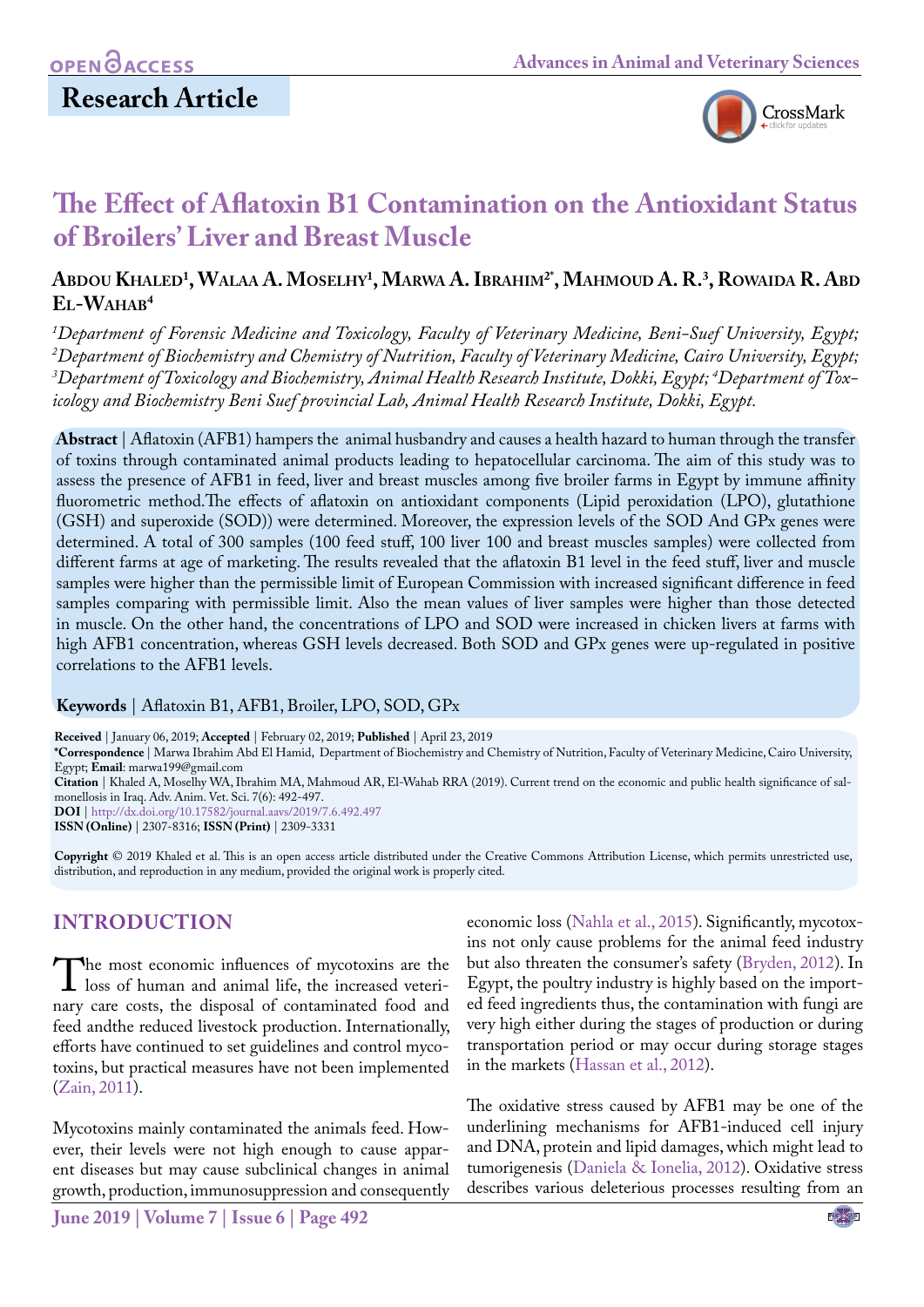Research Article

# The Effect of Aflatoxin B1 Contamination on the Antioxidant Status of Broilers' Liver and Breast Muscle

**Abdou Khaled[1], Walaa A. Moselhy[1], Marwa A. Ibrahim[2*], Mahmoud A. R.[3], Rowaida R. Abd El-Wahab[4]**

*[1]Department of Forensic Medicine and Toxicology, Faculty of Veterinary Medicine, Beni-Suef University, Egypt; [2]Department of Biochemistry and Chemistry of Nutrition, Faculty of Veterinary Medicine, Cairo University, Egypt; [3]Department of Toxicology and Biochemistry, Animal Health Research Institute, Dokki, Egypt; [4]Department of Toxicology and Biochemistry Beni Suef provincial Lab, Animal Health Research Institute, Dokki, Egypt.*

**Abstract** | Aflatoxin (AFB1) hampers the animal husbandry and causes a health hazard to human through the transfer of toxins through contaminated animal products leading to hepatocellular carcinoma. The aim of this study was to assess the presence of AFB1 in feed, liver and breast muscles among five broiler farms in Egypt by immune affinity fluorometric method.The effects of aflatoxin on antioxidant components (Lipid peroxidation (LPO), glutathione (GSH) and superoxide (SOD)) were determined. Moreover, the expression levels of the SOD And GPx genes were determined. A total of 300 samples (100 feed stuff, 100 liver 100 and breast muscles samples) were collected from different farms at age of marketing. The results revealed that the aflatoxin B1 level in the feed stuff, liver and muscle samples were higher than the permissible limit of European Commission with increased significant difference in feed samples comparing with permissible limit. Also the mean values of liver samples were higher than those detected in muscle. On the other hand, the concentrations of LPO and SOD were increased in chicken livers at farms with high AFB1 concentration, whereas GSH levels decreased. Both SOD and GPx genes were up-regulated in positive correlations to the AFB1 levels.

**Keywords** | Aflatoxin B1, AFB1, Broiler, LPO, SOD, GPx

**Received** | January 06, 2019; **Accepted** | February 02, 2019; **Published** | April 23, 2019
**\*Correspondence** | Marwa Ibrahim Abd El Hamid, Department of Biochemistry and Chemistry of Nutrition, Faculty of Veterinary Medicine, Cairo University, Egypt; **Email**: marwa199@gmail.com
**Citation** | Khaled A, Moselhy WA, Ibrahim MA, Mahmoud AR, El-Wahab RRA (2019). Current trend on the economic and public health significance of salmonellosis in Iraq. Adv. Anim. Vet. Sci. 7(6): 492-497.
**DOI** | http://dx.doi.org/10.17582/journal.aavs/2019/7.6.492.497
**ISSN (Online)** | 2307-8316; **ISSN (Print)** | 2309-3331

**Copyright** © 2019 Khaled et al. This is an open access article distributed under the Creative Commons Attribution License, which permits unrestricted use, distribution, and reproduction in any medium, provided the original work is properly cited.

## INTRODUCTION

The most economic influences of mycotoxins are the loss of human and animal life, the increased veterinary care costs, the disposal of contaminated food and feed andthe reduced livestock production. Internationally, efforts have continued to set guidelines and control mycotoxins, but practical measures have not been implemented (Zain, 2011).

Mycotoxins mainly contaminated the animals feed. However, their levels were not high enough to cause apparent diseases but may cause subclinical changes in animal growth, production, immunosuppression and consequently economic loss (Nahla et al., 2015). Significantly, mycotoxins not only cause problems for the animal feed industry but also threaten the consumer's safety (Bryden, 2012). In Egypt, the poultry industry is highly based on the imported feed ingredients thus, the contamination with fungi are very high either during the stages of production or during transportation period or may occur during storage stages in the markets (Hassan et al., 2012).

The oxidative stress caused by AFB1 may be one of the underlining mechanisms for AFB1-induced cell injury and DNA, protein and lipid damages, which might lead to tumorigenesis (Daniela & Ionelia, 2012). Oxidative stress describes various deleterious processes resulting from an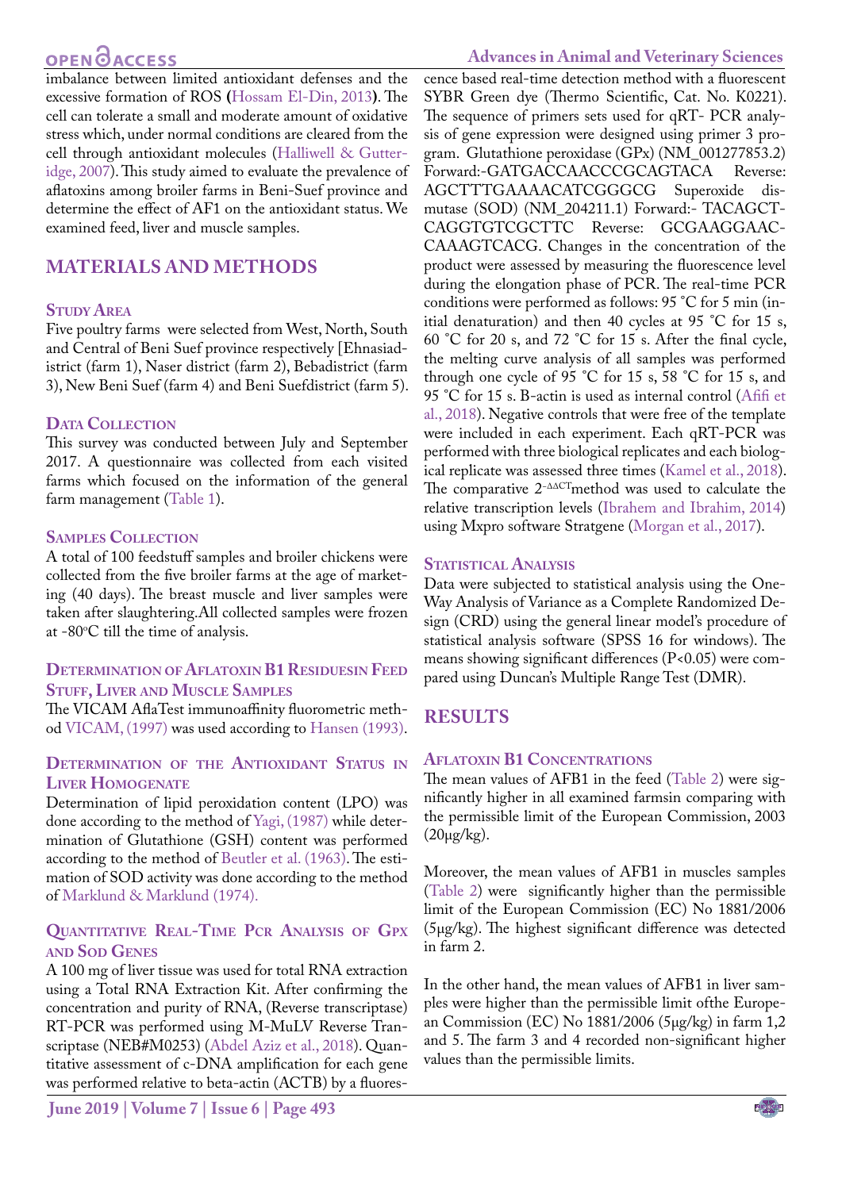imbalance between limited antioxidant defenses and the excessive formation of ROS (Hossam El-Din, 2013). The cell can tolerate a small and moderate amount of oxidative stress which, under normal conditions are cleared from the cell through antioxidant molecules (Halliwell & Gutteridge, 2007). This study aimed to evaluate the prevalence of aflatoxins among broiler farms in Beni-Suef province and determine the effect of AF1 on the antioxidant status. We examined feed, liver and muscle samples.

## MATERIALS AND METHODS

### Study Area

Five poultry farms were selected from West, North, South and Central of Beni Suef province respectively [Ehnasiadistrict (farm 1), Naser district (farm 2), Bebadistrict (farm 3), New Beni Suef (farm 4) and Beni Suefdistrict (farm 5).

### Data Collection

This survey was conducted between July and September 2017. A questionnaire was collected from each visited farms which focused on the information of the general farm management (Table 1).

### Samples Collection

A total of 100 feedstuff samples and broiler chickens were collected from the five broiler farms at the age of marketing (40 days). The breast muscle and liver samples were taken after slaughtering.All collected samples were frozen at -80°C till the time of analysis.

### Determination of Aflatoxin B1 Residuesin Feed Stuff, Liver and Muscle Samples

The VICAM AflaTest immunoaffinity fluorometric method VICAM, (1997) was used according to Hansen (1993).

### Determination of the Antioxidant Status in Liver Homogenate

Determination of lipid peroxidation content (LPO) was done according to the method of Yagi, (1987) while determination of Glutathione (GSH) content was performed according to the method of Beutler et al. (1963). The estimation of SOD activity was done according to the method of Marklund & Marklund (1974).

### Quantitative Real-Time Pcr Analysis of Gpx and Sod Genes

A 100 mg of liver tissue was used for total RNA extraction using a Total RNA Extraction Kit. After confirming the concentration and purity of RNA, (Reverse transcriptase) RT-PCR was performed using M-MuLV Reverse Transcriptase (NEB#M0253) (Abdel Aziz et al., 2018). Quantitative assessment of c-DNA amplification for each gene was performed relative to beta-actin (ACTB) by a fluorescence based real-time detection method with a fluorescent SYBR Green dye (Thermo Scientific, Cat. No. K0221). The sequence of primers sets used for qRT- PCR analysis of gene expression were designed using primer 3 program. Glutathione peroxidase (GPx) (NM_001277853.2) Forward:-GATGACCAACCCGCAGTACA Reverse: AGCTTTGAAAACATCGGGCG Superoxide dismutase (SOD) (NM_204211.1) Forward:- TACAGCTCAGGTGTCGCTTC Reverse: GCGAAGGAACCAAAGTCACG. Changes in the concentration of the product were assessed by measuring the fluorescence level during the elongation phase of PCR. The real-time PCR conditions were performed as follows: 95 °C for 5 min (initial denaturation) and then 40 cycles at 95 °C for 15 s, 60 °C for 20 s, and 72 °C for 15 s. After the final cycle, the melting curve analysis of all samples was performed through one cycle of 95 °C for 15 s, 58 °C for 15 s, and 95 °C for 15 s. B-actin is used as internal control (Afifi et al., 2018). Negative controls that were free of the template were included in each experiment. Each qRT-PCR was performed with three biological replicates and each biological replicate was assessed three times (Kamel et al., 2018). The comparative $2^{-\Delta\Delta CT}$method was used to calculate the relative transcription levels (Ibrahem and Ibrahim, 2014) using Mxpro software Stratgene (Morgan et al., 2017).

### Statistical Analysis

Data were subjected to statistical analysis using the One-Way Analysis of Variance as a Complete Randomized Design (CRD) using the general linear model's procedure of statistical analysis software (SPSS 16 for windows). The means showing significant differences ($P<0.05$) were compared using Duncan's Multiple Range Test (DMR).

## RESULTS

### Aflatoxin B1 Concentrations

The mean values of AFB1 in the feed (Table 2) were significantly higher in all examined farmsin comparing with the permissible limit of the European Commission, 2003 (20µg/kg).

Moreover, the mean values of AFB1 in muscles samples (Table 2) were significantly higher than the permissible limit of the European Commission (EC) No 1881/2006 (5µg/kg). The highest significant difference was detected in farm 2.

In the other hand, the mean values of AFB1 in liver samples were higher than the permissible limit ofthe European Commission (EC) No 1881/2006 (5µg/kg) in farm 1,2 and 5. The farm 3 and 4 recorded non-significant higher values than the permissible limits.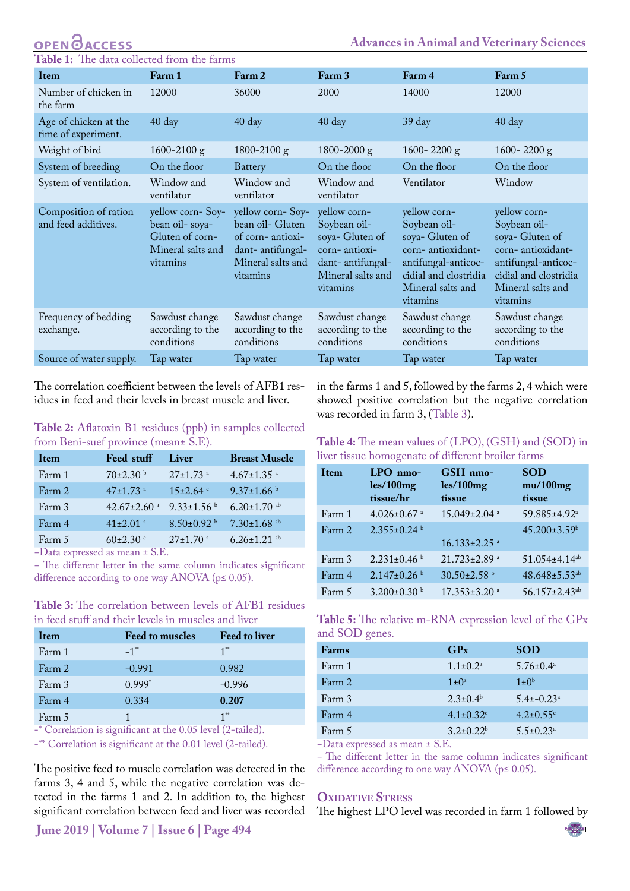**Table 1:** The data collected from the farms

| Item | Farm 1 | Farm 2 | Farm 3 | Farm 4 | Farm 5 |
|---|---|---|---|---|---|
| Number of chicken in the farm | 12000 | 36000 | 2000 | 14000 | 12000 |
| Age of chicken at the time of experiment. | 40 day | 40 day | 40 day | 39 day | 40 day |
| Weight of bird | 1600-2100 g | 1800-2100 g | 1800-2000 g | 1600- 2200 g | 1600- 2200 g |
| System of breeding | On the floor | Battery | On the floor | On the floor | On the floor |
| System of ventilation. | Window and ventilator | Window and ventilator | Window and ventilator | Ventilator | Window |
| Composition of ration and feed additives. | yellow corn- Soybean oil- soya- Gluten of corn- Mineral salts and vitamins | yellow corn- Soybean oil- Gluten of corn- antioxidant- antifungal- Mineral salts and vitamins | yellow corn- Soybean oil- soya- Gluten of corn- antioxidant- antifungal- Mineral salts and vitamins | yellow corn- Soybean oil- soya- Gluten of corn- antioxidant- antifungal-anticoccidial and clostridia Mineral salts and vitamins | yellow corn- Soybean oil- soya- Gluten of corn- antioxidant- antifungal-anticoccidial and clostridia Mineral salts and vitamins |
| Frequency of bedding exchange. | Sawdust change according to the conditions | Sawdust change according to the conditions | Sawdust change according to the conditions | Sawdust change according to the conditions | Sawdust change according to the conditions |
| Source of water supply. | Tap water | Tap water | Tap water | Tap water | Tap water |

The correlation coefficient between the levels of AFB1 residues in feed and their levels in breast muscle and liver.

**Table 2:** Aflatoxin B1 residues (ppb) in samples collected from Beni-suef province (mean± S.E).

| Item | Feed stuff | Liver | Breast Muscle |
|---|---|---|---|
| Farm 1 | 70±2.30 [b] | 27±1.73 [a] | 4.67±1.35 [a] |
| Farm 2 | 47±1.73 [a] | 15±2.64 [c] | 9.37±1.66 [b] |
| Farm 3 | 42.67±2.60 [a] | 9.33±1.56 [b] | 6.20±1.70 [ab] |
| Farm 4 | 41±2.01 [a] | 8.50±0.92 [b] | 7.30±1.68 [ab] |
| Farm 5 | 60±2.30 [c] | 27±1.70 [a] | 6.26±1.21 [ab] |

-Data expressed as mean ± S.E.

- The different letter in the same column indicates significant difference according to one way ANOVA (p≤ 0.05).

**Table 3:** The correlation between levels of AFB1 residues in feed stuff and their levels in muscles and liver

| Item | Feed to muscles | Feed to liver |
|---|---|---|
| Farm 1 | -1** | 1** |
| Farm 2 | -0.991 | 0.982 |
| Farm 3 | 0.999* | -0.996 |
| Farm 4 | 0.334 | **0.207** |
| Farm 5 | 1 | 1** |

-* Correlation is significant at the 0.05 level (2-tailed).

-** Correlation is significant at the 0.01 level (2-tailed).

The positive feed to muscle correlation was detected in the farms 3, 4 and 5, while the negative correlation was detected in the farms 1 and 2. In addition to, the highest significant correlation between feed and liver was recorded in the farms 1 and 5, followed by the farms 2, 4 which were showed positive correlation but the negative correlation was recorded in farm 3, (Table 3).

**Table 4:** The mean values of (LPO), (GSH) and (SOD) in liver tissue homogenate of different broiler farms

| Item | LPO nmoles/100mg tissue/hr | GSH nmoles/100mg tissue | SOD mu/100mg tissue |
|---|---|---|---|
| Farm 1 | 4.026±0.67 [a] | 15.049±2.04 [a] | 59.885±4.92[a] |
| Farm 2 | 2.355±0.24 [b] | 16.133±2.25 [a] | 45.200±3.59[b] |
| Farm 3 | 2.231±0.46 [b] | 21.723±2.89 [a] | 51.054±4.14[ab] |
| Farm 4 | 2.147±0.26 [b] | 30.50±2.58 [b] | 48.648±5.53[ab] |
| Farm 5 | 3.200±0.30 [b] | 17.353±3.20 [a] | 56.157±2.43[ab] |

**Table 5:** The relative m-RNA expression level of the GPx and SOD genes.

| Farms | GPx | SOD |
|---|---|---|
| Farm 1 | 1.1±0.2[a] | 5.76±0.4[a] |
| Farm 2 | 1±0[a] | 1±0[b] |
| Farm 3 | 2.3±0.4[b] | 5.4±-0.23[a] |
| Farm 4 | 4.1±0.32[c] | 4.2±0.55[c] |
| Farm 5 | 3.2±0.22[b] | 5.5±0.23[a] |

-Data expressed as mean ± S.E.

- The different letter in the same column indicates significant difference according to one way ANOVA (p≤ 0.05).

## Oxidative Stress

The highest LPO level was recorded in farm 1 followed by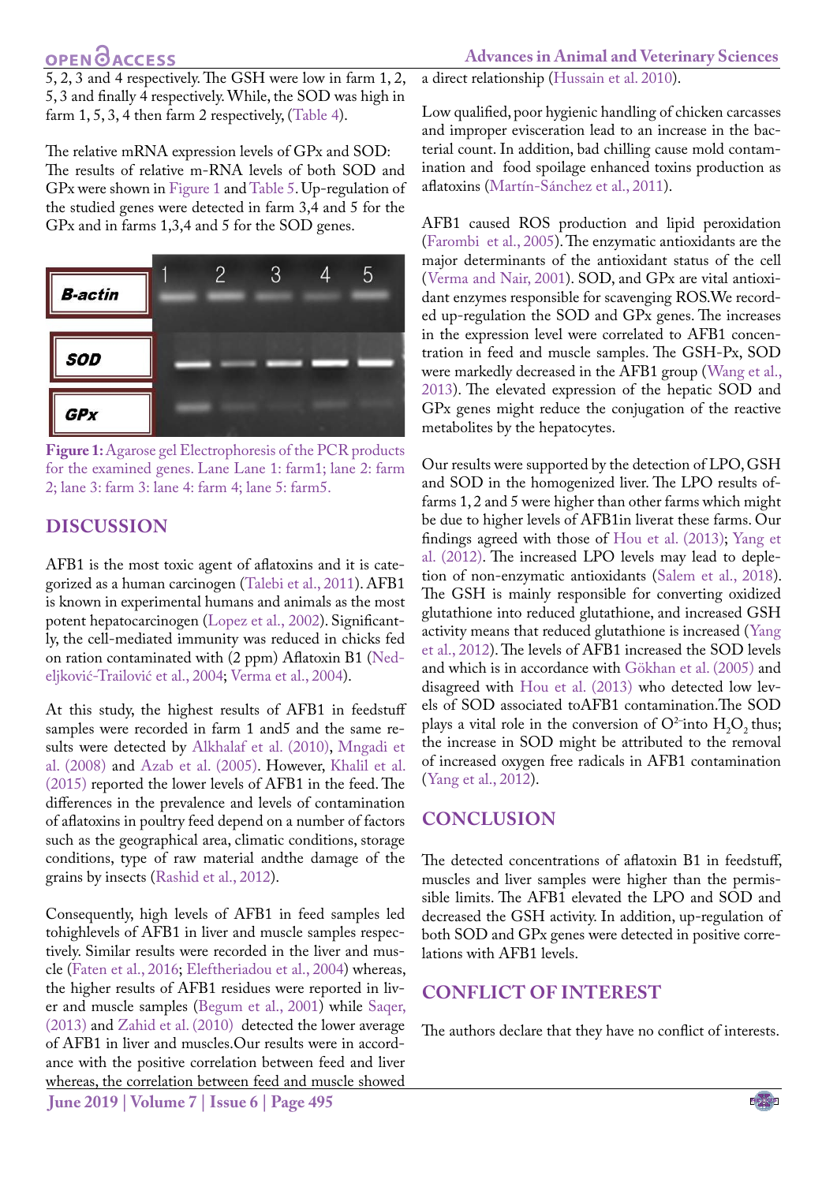5, 2, 3 and 4 respectively. The GSH were low in farm 1, 2, 5, 3 and finally 4 respectively. While, the SOD was high in farm 1, 5, 3, 4 then farm 2 respectively, (Table 4).

The relative mRNA expression levels of GPx and SOD: The results of relative m-RNA levels of both SOD and GPx were shown in Figure 1 and Table 5. Up-regulation of the studied genes were detected in farm 3,4 and 5 for the GPx and in farms 1,3,4 and 5 for the SOD genes.

**Figure 1:** Agarose gel Electrophoresis of the PCR products for the examined genes. Lane Lane 1: farm1; lane 2: farm 2; lane 3: farm 3: lane 4: farm 4; lane 5: farm5.

## DISCUSSION

AFB1 is the most toxic agent of aflatoxins and it is categorized as a human carcinogen (Talebi et al., 2011). AFB1 is known in experimental humans and animals as the most potent hepatocarcinogen (Lopez et al., 2002). Significantly, the cell-mediated immunity was reduced in chicks fed on ration contaminated with (2 ppm) Aflatoxin B1 (Nedeljković-Trailović et al., 2004; Verma et al., 2004).

At this study, the highest results of AFB1 in feedstuff samples were recorded in farm 1 and5 and the same results were detected by Alkhalaf et al. (2010), Mngadi et al. (2008) and Azab et al. (2005). However, Khalil et al. (2015) reported the lower levels of AFB1 in the feed. The differences in the prevalence and levels of contamination of aflatoxins in poultry feed depend on a number of factors such as the geographical area, climatic conditions, storage conditions, type of raw material andthe damage of the grains by insects (Rashid et al., 2012).

Consequently, high levels of AFB1 in feed samples led tohighlevels of AFB1 in liver and muscle samples respectively. Similar results were recorded in the liver and muscle (Faten et al., 2016; Eleftheriadou et al., 2004) whereas, the higher results of AFB1 residues were reported in liver and muscle samples (Begum et al., 2001) while Saqer, (2013) and Zahid et al. (2010) detected the lower average of AFB1 in liver and muscles.Our results were in accordance with the positive correlation between feed and liver whereas, the correlation between feed and muscle showed a direct relationship (Hussain et al. 2010).

Low qualified, poor hygienic handling of chicken carcasses and improper evisceration lead to an increase in the bacterial count. In addition, bad chilling cause mold contamination and food spoilage enhanced toxins production as aflatoxins (Martín-Sánchez et al., 2011).

AFB1 caused ROS production and lipid peroxidation (Farombi et al., 2005). The enzymatic antioxidants are the major determinants of the antioxidant status of the cell (Verma and Nair, 2001). SOD, and GPx are vital antioxidant enzymes responsible for scavenging ROS.We recorded up-regulation the SOD and GPx genes. The increases in the expression level were correlated to AFB1 concentration in feed and muscle samples. The GSH-Px, SOD were markedly decreased in the AFB1 group (Wang et al., 2013). The elevated expression of the hepatic SOD and GPx genes might reduce the conjugation of the reactive metabolites by the hepatocytes.

Our results were supported by the detection of LPO, GSH and SOD in the homogenized liver. The LPO results offarms 1, 2 and 5 were higher than other farms which might be due to higher levels of AFB1in liverat these farms. Our findings agreed with those of Hou et al. (2013); Yang et al. (2012). The increased LPO levels may lead to depletion of non-enzymatic antioxidants (Salem et al., 2018). The GSH is mainly responsible for converting oxidized glutathione into reduced glutathione, and increased GSH activity means that reduced glutathione is increased (Yang et al., 2012). The levels of AFB1 increased the SOD levels and which is in accordance with Gökhan et al. (2005) and disagreed with Hou et al. (2013) who detected low levels of SOD associated toAFB1 contamination.The SOD plays a vital role in the conversion of $O^{2-}$into $H_2O_2$ thus; the increase in SOD might be attributed to the removal of increased oxygen free radicals in AFB1 contamination (Yang et al., 2012).

## CONCLUSION

The detected concentrations of aflatoxin B1 in feedstuff, muscles and liver samples were higher than the permissible limits. The AFB1 elevated the LPO and SOD and decreased the GSH activity. In addition, up-regulation of both SOD and GPx genes were detected in positive correlations with AFB1 levels.

## CONFLICT OF INTEREST

The authors declare that they have no conflict of interests.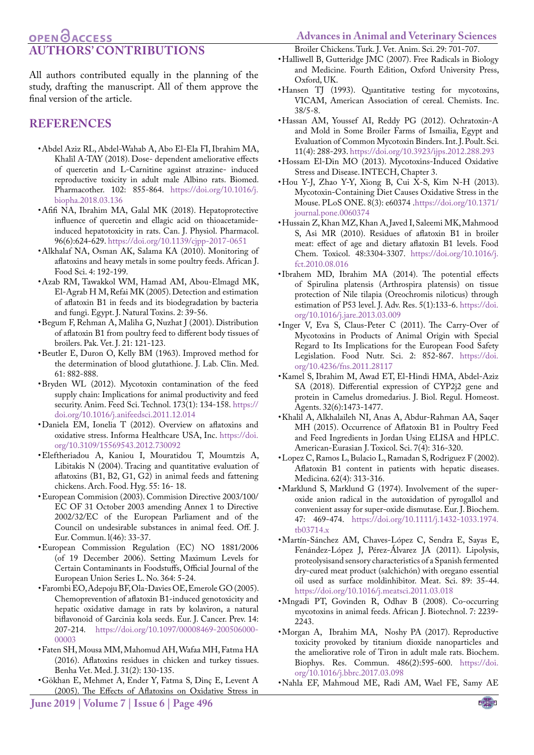## AUTHORS' CONTRIBUTIONS

All authors contributed equally in the planning of the study, drafting the manuscript. All of them approve the final version of the article.

## REFERENCES

- Abdel Aziz RL, Abdel-Wahab A, Abo El-Ela FI, Ibrahim MA, Khalil A-TAY (2018). Dose- dependent ameliorative effects of quercetin and L-Carnitine against atrazine- induced reproductive toxicity in adult male Albino rats. Biomed. Pharmacother. 102: 855-864. https://doi.org/10.1016/j.biopha.2018.03.136
- Afifi NA, Ibrahim MA, Galal MK (2018). Hepatoprotective influence of quercetin and ellagic acid on thioacetamide-induced hepatotoxicity in rats. Can. J. Physiol. Pharmacol. 96(6):624-629. https://doi.org/10.1139/cjpp-2017-0651
- Alkhalaf NA, Osman AK, Salama KA (2010). Monitoring of aflatoxins and heavy metals in some poultry feeds. African J. Food Sci. 4: 192-199.
- Azab RM, Tawakkol WM, Hamad AM, Abou-Elmagd MK, El-Agrab H M, Refai MK (2005). Detection and estimation of aflatoxin B1 in feeds and its biodegradation by bacteria and fungi. Egypt. J. Natural Toxins. 2: 39-56.
- Begum F, Rehman A, Maliha G, Nuzhat J (2001). Distribution of aflatoxin B1 from poultry feed to different body tissues of broilers. Pak. Vet. J. 21: 121-123.
- Beutler E, Duron O, Kelly BM (1963). Improved method for the determination of blood glutathione. J. Lab. Clin. Med. 61: 882-888.
- Bryden WL (2012). Mycotoxin contamination of the feed supply chain: Implications for animal productivity and feed security. Anim. Feed Sci. Technol. 173(1): 134-158. https://doi.org/10.1016/j.anifeedsci.2011.12.014
- Daniela EM, Ionelia T (2012). Overview on aflatoxins and oxidative stress. Informa Healthcare USA, Inc. https://doi.org/10.3109/15569543.2012.730092
- Eleftheriadou A, Kaniou I, Mouratidou T, Moumtzis A, Libitakis N (2004). Tracing and quantitative evaluation of aflatoxins (B1, B2, G1, G2) in animal feeds and fattening chickens. Arch. Food. Hyg. 55: 16- 18.
- European Commision (2003). Commision Directive 2003/100/EC OF 31 October 2003 amending Annex 1 to Directive 2002/32/EC of the European Parliament and of the Council on undesirable substances in animal feed. Off. J. Eur. Commun. l(46): 33-37.
- European Commission Regulation (EC) NO 1881/2006 (of 19 December 2006). Setting Maximum Levels for Certain Contaminants in Foodstuffs, Official Journal of the European Union Series L. No. 364: 5-24.
- Farombi EO, Adepoju BF, Ola-Davies OE, Emerole GO (2005). Chemoprevention of aflatoxin B1-induced genotoxicity and hepatic oxidative damage in rats by kolaviron, a natural biflavonoid of Garcinia kola seeds. Eur. J. Cancer. Prev. 14: 207-214. https://doi.org/10.1097/00008469-200506000-00003
- Faten SH, Mousa MM, Mahomud AH, Wafaa MH, Fatma HA (2016). Aflatoxins residues in chicken and turkey tissues. Benha Vet. Med. J. 31(2): 130-135.
- Gökhan E, Mehmet A, Ender Y, Fatma S, Dinç E, Levent A (2005). The Effects of Aflatoxins on Oxidative Stress in Broiler Chickens. Turk. J. Vet. Anim. Sci. 29: 701-707.
- Halliwell B, Gutteridge JMC (2007). Free Radicals in Biology and Medicine. Fourth Edition, Oxford University Press, Oxford, UK.
- Hansen TJ (1993). Quantitative testing for mycotoxins, VICAM, American Association of cereal. Chemists. Inc. 38/5-8.
- Hassan AM, Youssef AI, Reddy PG (2012). Ochratoxin-A and Mold in Some Broiler Farms of Ismailia, Egypt and Evaluation of Common Mycotoxin Binders. Int. J. Poult. Sci. 11(4): 288-293. https://doi.org/10.3923/ijps.2012.288.293
- Hossam El-Din MO (2013). Mycotoxins-Induced Oxidative Stress and Disease. INTECH, Chapter 3.
- Hou Y-J, Zhao Y-Y, Xiong B, Cui X-S, Kim N-H (2013). Mycotoxin-Containing Diet Causes Oxidative Stress in the Mouse. PLoS ONE. 8(3): e60374 .https://doi.org/10.1371/journal.pone.0060374
- Hussain Z, Khan MZ, Khan A, Javed I, Saleemi MK, Mahmood S, Asi MR (2010). Residues of aflatoxin B1 in broiler meat: effect of age and dietary aflatoxin B1 levels. Food Chem. Toxicol. 48:3304-3307. https://doi.org/10.1016/j.fct.2010.08.016
- Ibrahem MD, Ibrahim MA (2014). The potential effects of Spirulina platensis (Arthrospira platensis) on tissue protection of Nile tilapia (Oreochromis niloticus) through estimation of P53 level. J. Adv. Res. 5(1):133-6. https://doi.org/10.1016/j.jare.2013.03.009
- Inger V, Eva S, Claus-Peter C (2011). The Carry-Over of Mycotoxins in Products of Animal Origin with Special Regard to Its Implications for the European Food Safety Legislation. Food Nutr. Sci. 2: 852-867. https://doi.org/10.4236/fns.2011.28117
- Kamel S, Ibrahim M, Awad ET, El-Hindi HMA, Abdel-Aziz SA (2018). Differential expression of CYP2j2 gene and protein in Camelus dromedarius. J. Biol. Regul. Homeost. Agents. 32(6):1473-1477.
- Khalil A, Alkhalaileh NI, Anas A, Abdur-Rahman AA, Saqer MH (2015). Occurrence of Aflatoxin B1 in Poultry Feed and Feed Ingredients in Jordan Using ELISA and HPLC. American-Eurasian J. Toxicol. Sci. 7(4): 316-320.
- Lopez C, Ramos L, Bulacio L, Ramadan S, Rodriguez F (2002). Aflatoxin B1 content in patients with hepatic diseases. Medicina. 62(4): 313-316.
- Marklund S, Marklund G (1974). Involvement of the super-oxide anion radical in the autoxidation of pyrogallol and convenient assay for super-oxide dismutase. Eur. J. Biochem. 47: 469-474. https://doi.org/10.1111/j.1432-1033.1974.tb03714.x
- Martín-Sánchez AM, Chaves-López C, Sendra E, Sayas E, Fenández-López J, Pérez-Álvarez JA (2011). Lipolysis, proteolysisand sensory characteristics of a Spanish fermented dry-cured meat product (salchichón) with oregano essential oil used as surface moldinhibitor. Meat. Sci. 89: 35-44. https://doi.org/10.1016/j.meatsci.2011.03.018
- Mngadi PT, Govinden R, Odhav B (2008). Co-occurring mycotoxins in animal feeds. African J. Biotechnol. 7: 2239-2243.
- Morgan A, Ibrahim MA, Noshy PA (2017). Reproductive toxicity provoked by titanium dioxide nanoparticles and the ameliorative role of Tiron in adult male rats. Biochem. Biophys. Res. Commun. 486(2):595-600. https://doi.org/10.1016/j.bbrc.2017.03.098
- Nahla EF, Mahmoud ME, Radi AM, Wael FE, Samy AE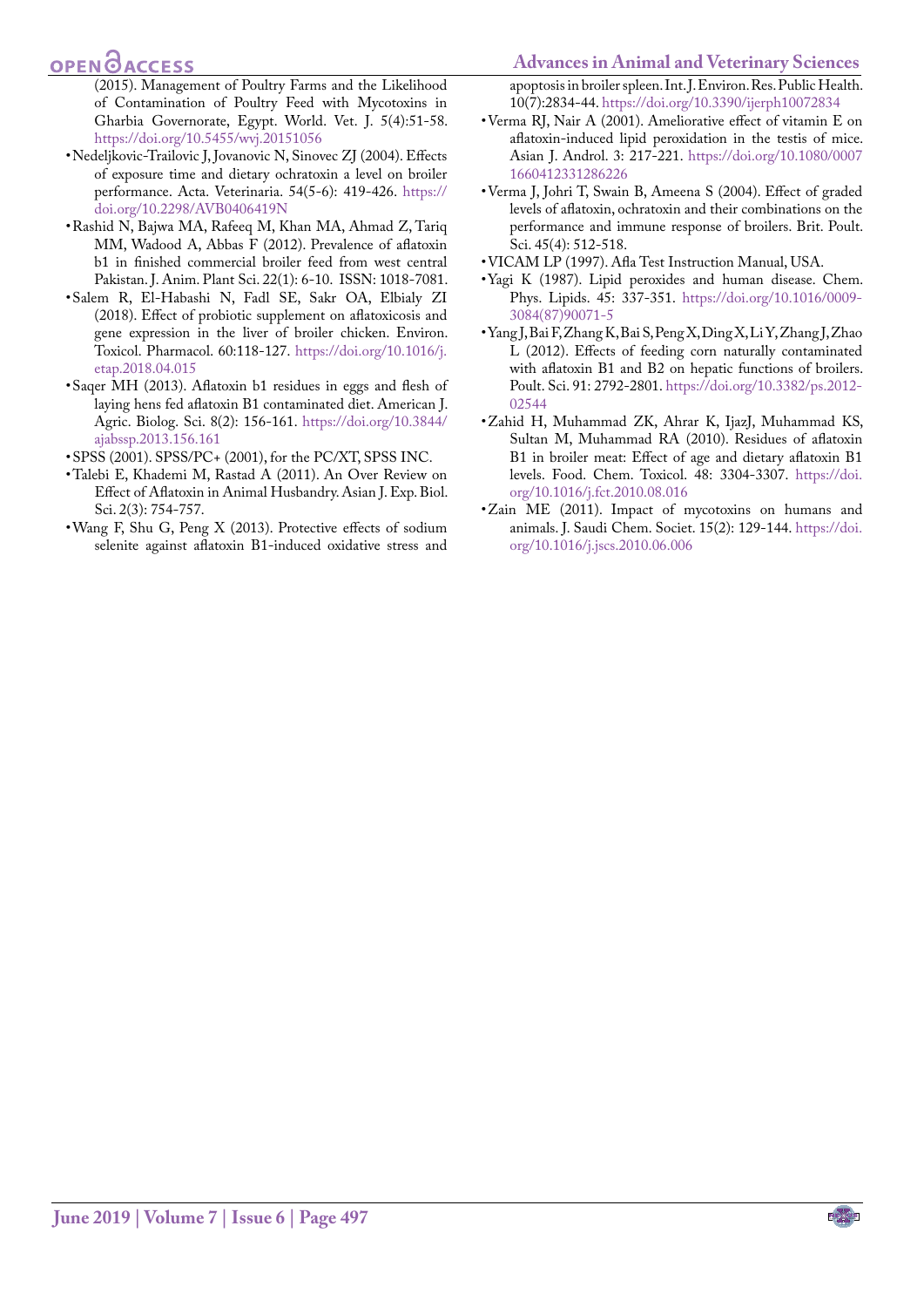(2015). Management of Poultry Farms and the Likelihood of Contamination of Poultry Feed with Mycotoxins in Gharbia Governorate, Egypt. World. Vet. J. 5(4):51-58. https://doi.org/10.5455/wvj.20151056

- Nedeljkovic-Trailovic J, Jovanovic N, Sinovec ZJ (2004). Effects of exposure time and dietary ochratoxin a level on broiler performance. Acta. Veterinaria. 54(5-6): 419-426. https://doi.org/10.2298/AVB0406419N
- Rashid N, Bajwa MA, Rafeeq M, Khan MA, Ahmad Z, Tariq MM, Wadood A, Abbas F (2012). Prevalence of aflatoxin b1 in finished commercial broiler feed from west central Pakistan. J. Anim. Plant Sci. 22(1): 6-10. ISSN: 1018-7081.
- Salem R, El-Habashi N, Fadl SE, Sakr OA, Elbialy ZI (2018). Effect of probiotic supplement on aflatoxicosis and gene expression in the liver of broiler chicken. Environ. Toxicol. Pharmacol. 60:118-127. https://doi.org/10.1016/j.etap.2018.04.015
- Saqer MH (2013). Aflatoxin b1 residues in eggs and flesh of laying hens fed aflatoxin B1 contaminated diet. American J. Agric. Biolog. Sci. 8(2): 156-161. https://doi.org/10.3844/ajabssp.2013.156.161
- SPSS (2001). SPSS/PC+ (2001), for the PC/XT, SPSS INC.
- Talebi E, Khademi M, Rastad A (2011). An Over Review on Effect of Aflatoxin in Animal Husbandry. Asian J. Exp. Biol. Sci. 2(3): 754-757.
- Wang F, Shu G, Peng X (2013). Protective effects of sodium selenite against aflatoxin B1-induced oxidative stress and apoptosis in broiler spleen. Int. J. Environ. Res. Public Health. 10(7):2834-44. https://doi.org/10.3390/ijerph10072834
- Verma RJ, Nair A (2001). Ameliorative effect of vitamin E on aflatoxin-induced lipid peroxidation in the testis of mice. Asian J. Androl. 3: 217-221. https://doi.org/10.1080/00071660412331286226
- Verma J, Johri T, Swain B, Ameena S (2004). Effect of graded levels of aflatoxin, ochratoxin and their combinations on the performance and immune response of broilers. Brit. Poult. Sci. 45(4): 512-518.
- VICAM LP (1997). Afla Test Instruction Manual, USA.
- Yagi K (1987). Lipid peroxides and human disease. Chem. Phys. Lipids. 45: 337-351. https://doi.org/10.1016/0009-3084(87)90071-5
- Yang J, Bai F, Zhang K, Bai S, Peng X, Ding X, Li Y, Zhang J, Zhao L (2012). Effects of feeding corn naturally contaminated with aflatoxin B1 and B2 on hepatic functions of broilers. Poult. Sci. 91: 2792-2801. https://doi.org/10.3382/ps.2012-02544
- Zahid H, Muhammad ZK, Ahrar K, IjazJ, Muhammad KS, Sultan M, Muhammad RA (2010). Residues of aflatoxin B1 in broiler meat: Effect of age and dietary aflatoxin B1 levels. Food. Chem. Toxicol. 48: 3304-3307. https://doi.org/10.1016/j.fct.2010.08.016
- Zain ME (2011). Impact of mycotoxins on humans and animals. J. Saudi Chem. Societ. 15(2): 129-144. https://doi.org/10.1016/j.jscs.2010.06.006